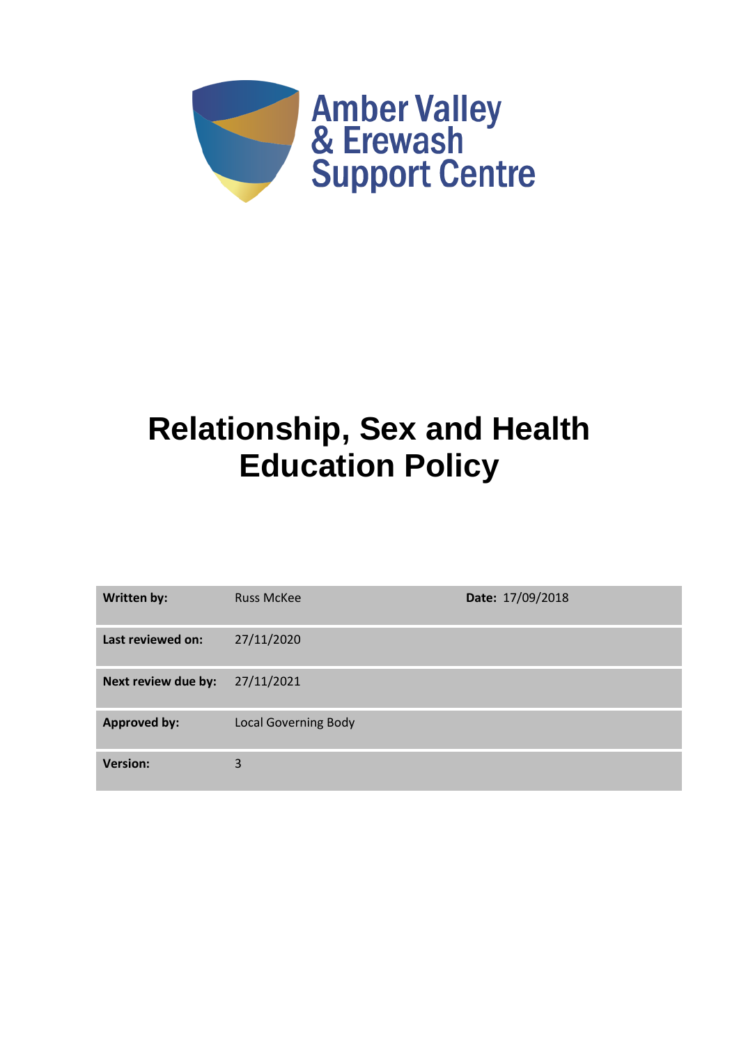Amber Valley
& Erewash
Support Centre

# Relationship, Sex and Health Education Policy

| | | |
|---|---|---|
| **Written by:** | Russ McKee | **Date:** 17/09/2018 |
| **Last reviewed on:** | 27/11/2020 | |
| **Next review due by:** | 27/11/2021 | |
| **Approved by:** | Local Governing Body | |
| **Version:** | 3 | |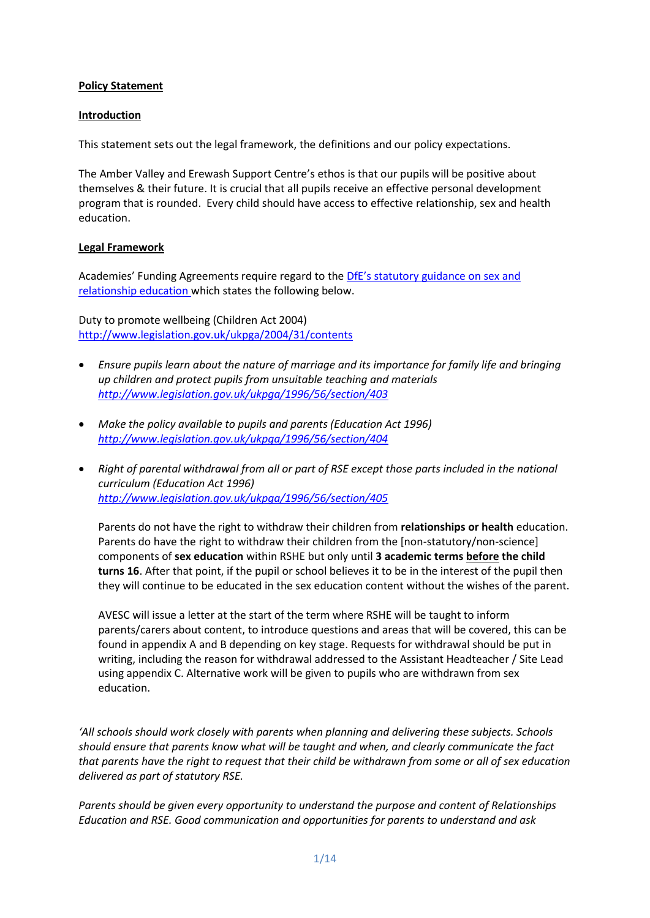**Policy Statement**

**Introduction**

This statement sets out the legal framework, the definitions and our policy expectations.

The Amber Valley and Erewash Support Centre's ethos is that our pupils will be positive about themselves & their future. It is crucial that all pupils receive an effective personal development program that is rounded. Every child should have access to effective relationship, sex and health education.

**Legal Framework**

Academies' Funding Agreements require regard to the DfE's statutory guidance on sex and relationship education which states the following below.

Duty to promote wellbeing (Children Act 2004)
http://www.legislation.gov.uk/ukpga/2004/31/contents

- *Ensure pupils learn about the nature of marriage and its importance for family life and bringing up children and protect pupils from unsuitable teaching and materials* *http://www.legislation.gov.uk/ukpga/1996/56/section/403*

- *Make the policy available to pupils and parents (Education Act 1996)* *http://www.legislation.gov.uk/ukpga/1996/56/section/404*

- *Right of parental withdrawal from all or part of RSE except those parts included in the national curriculum (Education Act 1996)* *http://www.legislation.gov.uk/ukpga/1996/56/section/405*

  Parents do not have the right to withdraw their children from **relationships or health** education. Parents do have the right to withdraw their children from the [non-statutory/non-science] components of **sex education** within RSHE but only until **3 academic terms before the child turns 16**. After that point, if the pupil or school believes it to be in the interest of the pupil then they will continue to be educated in the sex education content without the wishes of the parent.

  AVESC will issue a letter at the start of the term where RSHE will be taught to inform parents/carers about content, to introduce questions and areas that will be covered, this can be found in appendix A and B depending on key stage. Requests for withdrawal should be put in writing, including the reason for withdrawal addressed to the Assistant Headteacher / Site Lead using appendix C. Alternative work will be given to pupils who are withdrawn from sex education.

*'All schools should work closely with parents when planning and delivering these subjects. Schools should ensure that parents know what will be taught and when, and clearly communicate the fact that parents have the right to request that their child be withdrawn from some or all of sex education delivered as part of statutory RSE.*

*Parents should be given every opportunity to understand the purpose and content of Relationships Education and RSE. Good communication and opportunities for parents to understand and ask*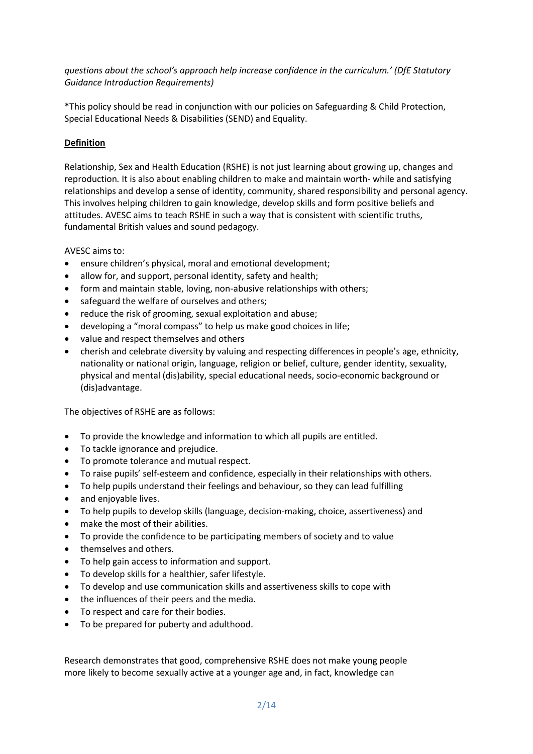*questions about the school's approach help increase confidence in the curriculum.' (DfE Statutory Guidance Introduction Requirements)*

*This policy should be read in conjunction with our policies on Safeguarding & Child Protection, Special Educational Needs & Disabilities (SEND) and Equality.

**Definition**

Relationship, Sex and Health Education (RSHE) is not just learning about growing up, changes and reproduction. It is also about enabling children to make and maintain worth- while and satisfying relationships and develop a sense of identity, community, shared responsibility and personal agency. This involves helping children to gain knowledge, develop skills and form positive beliefs and attitudes. AVESC aims to teach RSHE in such a way that is consistent with scientific truths, fundamental British values and sound pedagogy.

AVESC aims to:

- ensure children's physical, moral and emotional development;
- allow for, and support, personal identity, safety and health;
- form and maintain stable, loving, non-abusive relationships with others;
- safeguard the welfare of ourselves and others;
- reduce the risk of grooming, sexual exploitation and abuse;
- developing a "moral compass" to help us make good choices in life;
- value and respect themselves and others
- cherish and celebrate diversity by valuing and respecting differences in people's age, ethnicity, nationality or national origin, language, religion or belief, culture, gender identity, sexuality, physical and mental (dis)ability, special educational needs, socio-economic background or (dis)advantage.

The objectives of RSHE are as follows:

- To provide the knowledge and information to which all pupils are entitled.
- To tackle ignorance and prejudice.
- To promote tolerance and mutual respect.
- To raise pupils' self-esteem and confidence, especially in their relationships with others.
- To help pupils understand their feelings and behaviour, so they can lead fulfilling
- and enjoyable lives.
- To help pupils to develop skills (language, decision-making, choice, assertiveness) and
- make the most of their abilities.
- To provide the confidence to be participating members of society and to value
- themselves and others.
- To help gain access to information and support.
- To develop skills for a healthier, safer lifestyle.
- To develop and use communication skills and assertiveness skills to cope with
- the influences of their peers and the media.
- To respect and care for their bodies.
- To be prepared for puberty and adulthood.

Research demonstrates that good, comprehensive RSHE does not make young people more likely to become sexually active at a younger age and, in fact, knowledge can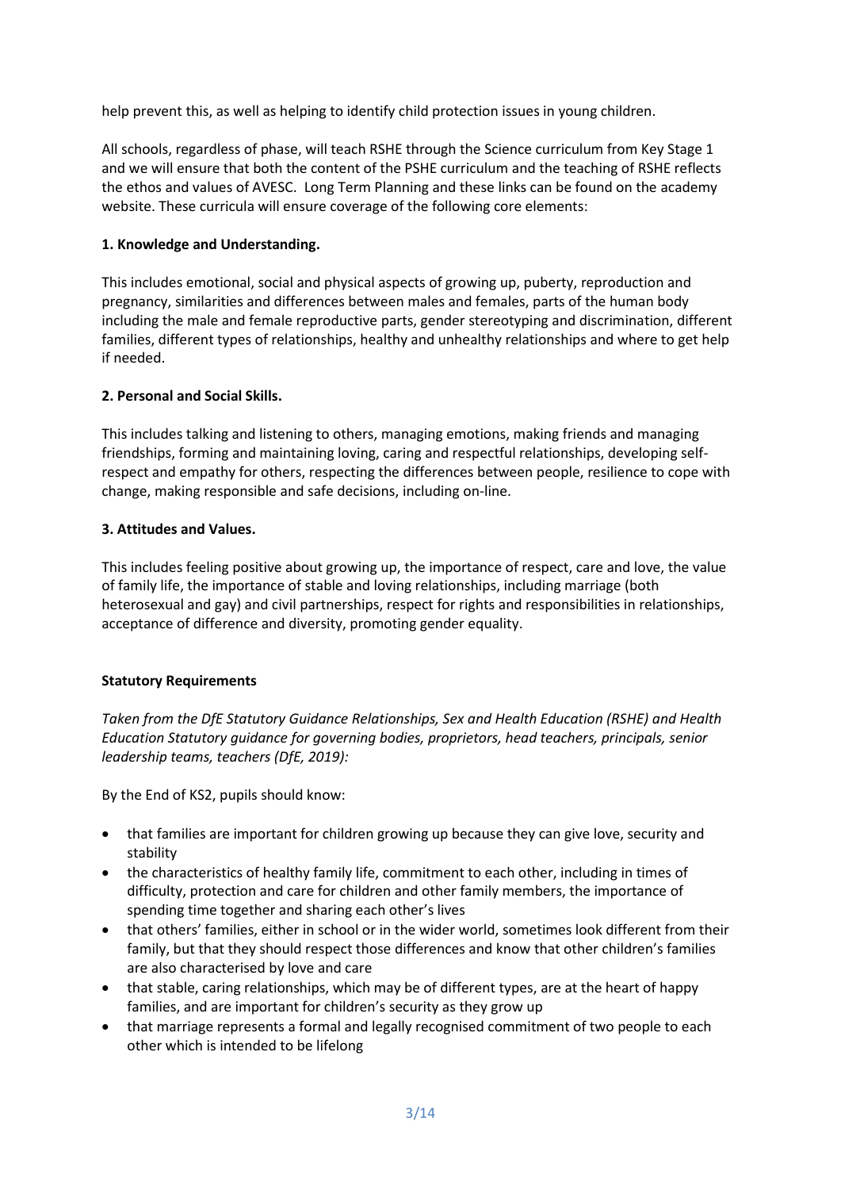help prevent this, as well as helping to identify child protection issues in young children.

All schools, regardless of phase, will teach RSHE through the Science curriculum from Key Stage 1 and we will ensure that both the content of the PSHE curriculum and the teaching of RSHE reflects the ethos and values of AVESC. Long Term Planning and these links can be found on the academy website. These curricula will ensure coverage of the following core elements:

**1. Knowledge and Understanding.**

This includes emotional, social and physical aspects of growing up, puberty, reproduction and pregnancy, similarities and differences between males and females, parts of the human body including the male and female reproductive parts, gender stereotyping and discrimination, different families, different types of relationships, healthy and unhealthy relationships and where to get help if needed.

**2. Personal and Social Skills.**

This includes talking and listening to others, managing emotions, making friends and managing friendships, forming and maintaining loving, caring and respectful relationships, developing self-respect and empathy for others, respecting the differences between people, resilience to cope with change, making responsible and safe decisions, including on-line.

**3. Attitudes and Values.**

This includes feeling positive about growing up, the importance of respect, care and love, the value of family life, the importance of stable and loving relationships, including marriage (both heterosexual and gay) and civil partnerships, respect for rights and responsibilities in relationships, acceptance of difference and diversity, promoting gender equality.

**Statutory Requirements**

*Taken from the DfE Statutory Guidance Relationships, Sex and Health Education (RSHE) and Health Education Statutory guidance for governing bodies, proprietors, head teachers, principals, senior leadership teams, teachers (DfE, 2019):*

By the End of KS2, pupils should know:

- that families are important for children growing up because they can give love, security and stability
- the characteristics of healthy family life, commitment to each other, including in times of difficulty, protection and care for children and other family members, the importance of spending time together and sharing each other's lives
- that others' families, either in school or in the wider world, sometimes look different from their family, but that they should respect those differences and know that other children's families are also characterised by love and care
- that stable, caring relationships, which may be of different types, are at the heart of happy families, and are important for children's security as they grow up
- that marriage represents a formal and legally recognised commitment of two people to each other which is intended to be lifelong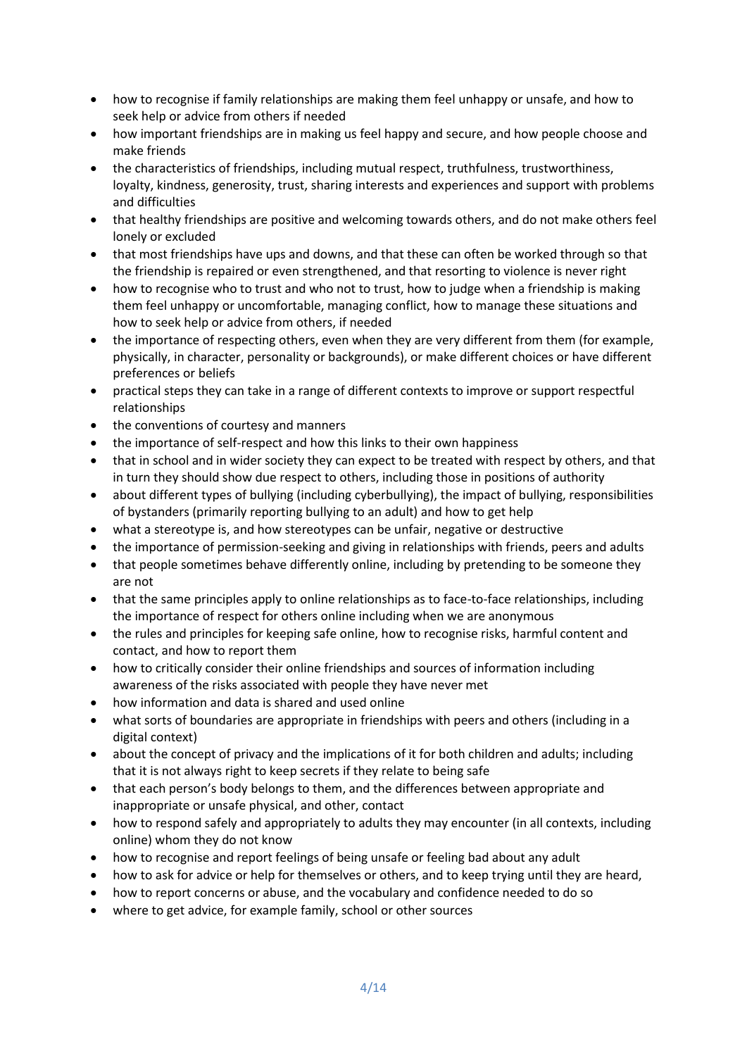- how to recognise if family relationships are making them feel unhappy or unsafe, and how to seek help or advice from others if needed
- how important friendships are in making us feel happy and secure, and how people choose and make friends
- the characteristics of friendships, including mutual respect, truthfulness, trustworthiness, loyalty, kindness, generosity, trust, sharing interests and experiences and support with problems and difficulties
- that healthy friendships are positive and welcoming towards others, and do not make others feel lonely or excluded
- that most friendships have ups and downs, and that these can often be worked through so that the friendship is repaired or even strengthened, and that resorting to violence is never right
- how to recognise who to trust and who not to trust, how to judge when a friendship is making them feel unhappy or uncomfortable, managing conflict, how to manage these situations and how to seek help or advice from others, if needed
- the importance of respecting others, even when they are very different from them (for example, physically, in character, personality or backgrounds), or make different choices or have different preferences or beliefs
- practical steps they can take in a range of different contexts to improve or support respectful relationships
- the conventions of courtesy and manners
- the importance of self-respect and how this links to their own happiness
- that in school and in wider society they can expect to be treated with respect by others, and that in turn they should show due respect to others, including those in positions of authority
- about different types of bullying (including cyberbullying), the impact of bullying, responsibilities of bystanders (primarily reporting bullying to an adult) and how to get help
- what a stereotype is, and how stereotypes can be unfair, negative or destructive
- the importance of permission-seeking and giving in relationships with friends, peers and adults
- that people sometimes behave differently online, including by pretending to be someone they are not
- that the same principles apply to online relationships as to face-to-face relationships, including the importance of respect for others online including when we are anonymous
- the rules and principles for keeping safe online, how to recognise risks, harmful content and contact, and how to report them
- how to critically consider their online friendships and sources of information including awareness of the risks associated with people they have never met
- how information and data is shared and used online
- what sorts of boundaries are appropriate in friendships with peers and others (including in a digital context)
- about the concept of privacy and the implications of it for both children and adults; including that it is not always right to keep secrets if they relate to being safe
- that each person's body belongs to them, and the differences between appropriate and inappropriate or unsafe physical, and other, contact
- how to respond safely and appropriately to adults they may encounter (in all contexts, including online) whom they do not know
- how to recognise and report feelings of being unsafe or feeling bad about any adult
- how to ask for advice or help for themselves or others, and to keep trying until they are heard,
- how to report concerns or abuse, and the vocabulary and confidence needed to do so
- where to get advice, for example family, school or other sources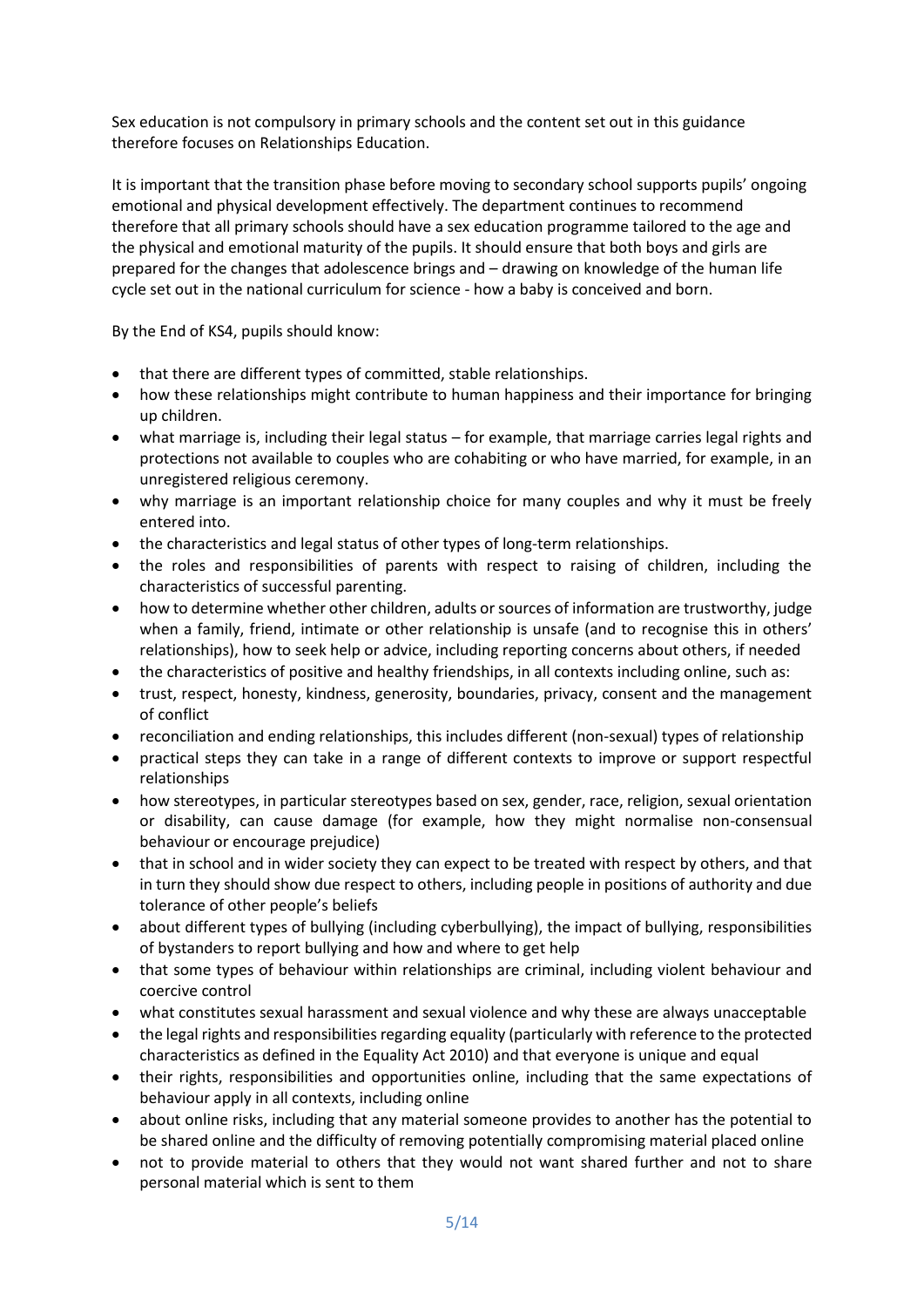Sex education is not compulsory in primary schools and the content set out in this guidance therefore focuses on Relationships Education.

It is important that the transition phase before moving to secondary school supports pupils' ongoing emotional and physical development effectively. The department continues to recommend therefore that all primary schools should have a sex education programme tailored to the age and the physical and emotional maturity of the pupils. It should ensure that both boys and girls are prepared for the changes that adolescence brings and – drawing on knowledge of the human life cycle set out in the national curriculum for science - how a baby is conceived and born.

By the End of KS4, pupils should know:

- that there are different types of committed, stable relationships.
- how these relationships might contribute to human happiness and their importance for bringing up children.
- what marriage is, including their legal status – for example, that marriage carries legal rights and protections not available to couples who are cohabiting or who have married, for example, in an unregistered religious ceremony.
- why marriage is an important relationship choice for many couples and why it must be freely entered into.
- the characteristics and legal status of other types of long-term relationships.
- the roles and responsibilities of parents with respect to raising of children, including the characteristics of successful parenting.
- how to determine whether other children, adults or sources of information are trustworthy, judge when a family, friend, intimate or other relationship is unsafe (and to recognise this in others' relationships), how to seek help or advice, including reporting concerns about others, if needed
- the characteristics of positive and healthy friendships, in all contexts including online, such as:
- trust, respect, honesty, kindness, generosity, boundaries, privacy, consent and the management of conflict
- reconciliation and ending relationships, this includes different (non-sexual) types of relationship
- practical steps they can take in a range of different contexts to improve or support respectful relationships
- how stereotypes, in particular stereotypes based on sex, gender, race, religion, sexual orientation or disability, can cause damage (for example, how they might normalise non-consensual behaviour or encourage prejudice)
- that in school and in wider society they can expect to be treated with respect by others, and that in turn they should show due respect to others, including people in positions of authority and due tolerance of other people's beliefs
- about different types of bullying (including cyberbullying), the impact of bullying, responsibilities of bystanders to report bullying and how and where to get help
- that some types of behaviour within relationships are criminal, including violent behaviour and coercive control
- what constitutes sexual harassment and sexual violence and why these are always unacceptable
- the legal rights and responsibilities regarding equality (particularly with reference to the protected characteristics as defined in the Equality Act 2010) and that everyone is unique and equal
- their rights, responsibilities and opportunities online, including that the same expectations of behaviour apply in all contexts, including online
- about online risks, including that any material someone provides to another has the potential to be shared online and the difficulty of removing potentially compromising material placed online
- not to provide material to others that they would not want shared further and not to share personal material which is sent to them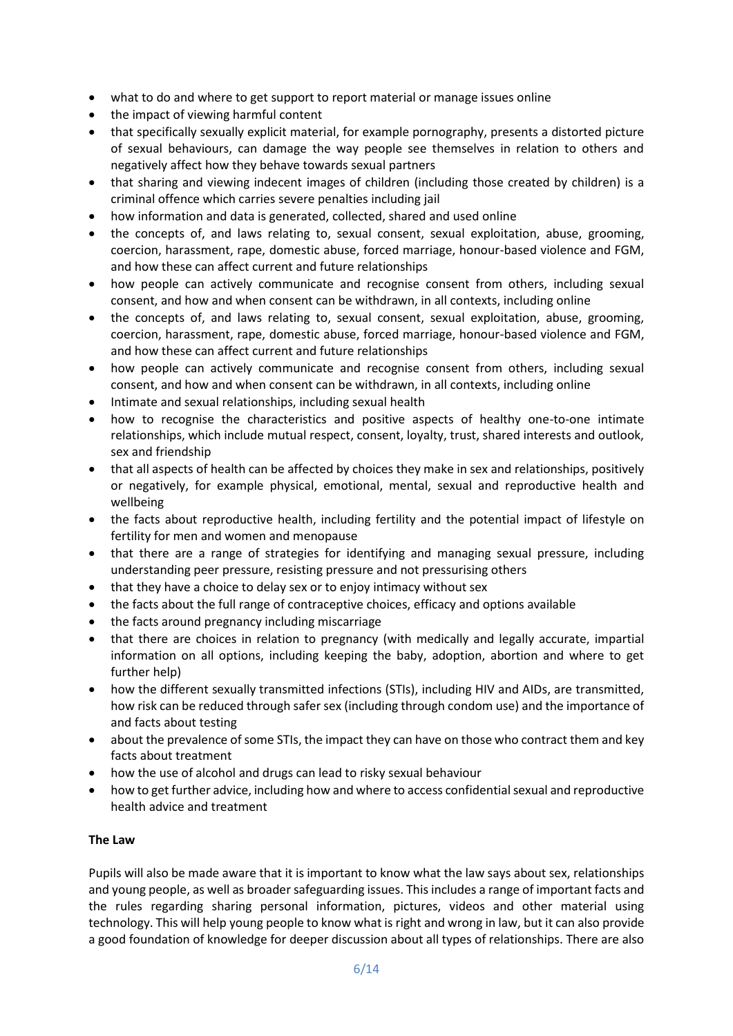- what to do and where to get support to report material or manage issues online
- the impact of viewing harmful content
- that specifically sexually explicit material, for example pornography, presents a distorted picture of sexual behaviours, can damage the way people see themselves in relation to others and negatively affect how they behave towards sexual partners
- that sharing and viewing indecent images of children (including those created by children) is a criminal offence which carries severe penalties including jail
- how information and data is generated, collected, shared and used online
- the concepts of, and laws relating to, sexual consent, sexual exploitation, abuse, grooming, coercion, harassment, rape, domestic abuse, forced marriage, honour-based violence and FGM, and how these can affect current and future relationships
- how people can actively communicate and recognise consent from others, including sexual consent, and how and when consent can be withdrawn, in all contexts, including online
- the concepts of, and laws relating to, sexual consent, sexual exploitation, abuse, grooming, coercion, harassment, rape, domestic abuse, forced marriage, honour-based violence and FGM, and how these can affect current and future relationships
- how people can actively communicate and recognise consent from others, including sexual consent, and how and when consent can be withdrawn, in all contexts, including online
- Intimate and sexual relationships, including sexual health
- how to recognise the characteristics and positive aspects of healthy one-to-one intimate relationships, which include mutual respect, consent, loyalty, trust, shared interests and outlook, sex and friendship
- that all aspects of health can be affected by choices they make in sex and relationships, positively or negatively, for example physical, emotional, mental, sexual and reproductive health and wellbeing
- the facts about reproductive health, including fertility and the potential impact of lifestyle on fertility for men and women and menopause
- that there are a range of strategies for identifying and managing sexual pressure, including understanding peer pressure, resisting pressure and not pressurising others
- that they have a choice to delay sex or to enjoy intimacy without sex
- the facts about the full range of contraceptive choices, efficacy and options available
- the facts around pregnancy including miscarriage
- that there are choices in relation to pregnancy (with medically and legally accurate, impartial information on all options, including keeping the baby, adoption, abortion and where to get further help)
- how the different sexually transmitted infections (STIs), including HIV and AIDs, are transmitted, how risk can be reduced through safer sex (including through condom use) and the importance of and facts about testing
- about the prevalence of some STIs, the impact they can have on those who contract them and key facts about treatment
- how the use of alcohol and drugs can lead to risky sexual behaviour
- how to get further advice, including how and where to access confidential sexual and reproductive health advice and treatment

**The Law**

Pupils will also be made aware that it is important to know what the law says about sex, relationships and young people, as well as broader safeguarding issues. This includes a range of important facts and the rules regarding sharing personal information, pictures, videos and other material using technology. This will help young people to know what is right and wrong in law, but it can also provide a good foundation of knowledge for deeper discussion about all types of relationships. There are also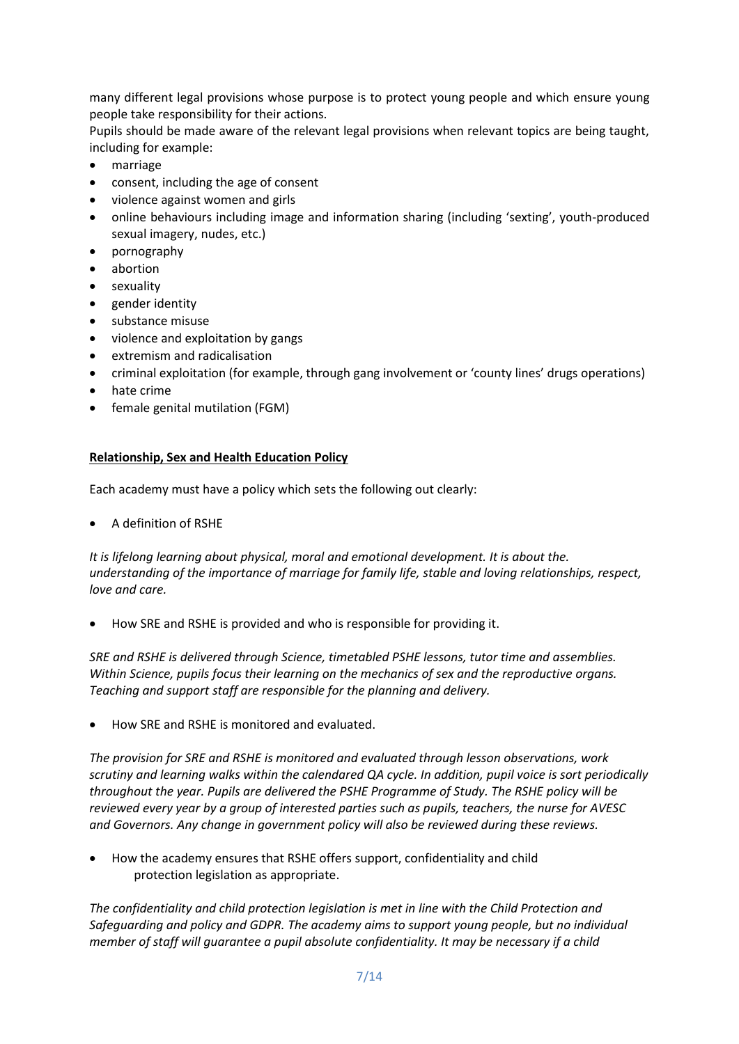many different legal provisions whose purpose is to protect young people and which ensure young people take responsibility for their actions.

Pupils should be made aware of the relevant legal provisions when relevant topics are being taught, including for example:

- marriage
- consent, including the age of consent
- violence against women and girls
- online behaviours including image and information sharing (including 'sexting', youth-produced sexual imagery, nudes, etc.)
- pornography
- abortion
- sexuality
- gender identity
- substance misuse
- violence and exploitation by gangs
- extremism and radicalisation
- criminal exploitation (for example, through gang involvement or 'county lines' drugs operations)
- hate crime
- female genital mutilation (FGM)

**Relationship, Sex and Health Education Policy**

Each academy must have a policy which sets the following out clearly:

- A definition of RSHE

*It is lifelong learning about physical, moral and emotional development. It is about the. understanding of the importance of marriage for family life, stable and loving relationships, respect, love and care.*

- How SRE and RSHE is provided and who is responsible for providing it.

*SRE and RSHE is delivered through Science, timetabled PSHE lessons, tutor time and assemblies. Within Science, pupils focus their learning on the mechanics of sex and the reproductive organs. Teaching and support staff are responsible for the planning and delivery.*

- How SRE and RSHE is monitored and evaluated.

*The provision for SRE and RSHE is monitored and evaluated through lesson observations, work scrutiny and learning walks within the calendared QA cycle. In addition, pupil voice is sort periodically throughout the year. Pupils are delivered the PSHE Programme of Study. The RSHE policy will be reviewed every year by a group of interested parties such as pupils, teachers, the nurse for AVESC and Governors. Any change in government policy will also be reviewed during these reviews.*

- How the academy ensures that RSHE offers support, confidentiality and child protection legislation as appropriate.

*The confidentiality and child protection legislation is met in line with the Child Protection and Safeguarding and policy and GDPR. The academy aims to support young people, but no individual member of staff will guarantee a pupil absolute confidentiality. It may be necessary if a child*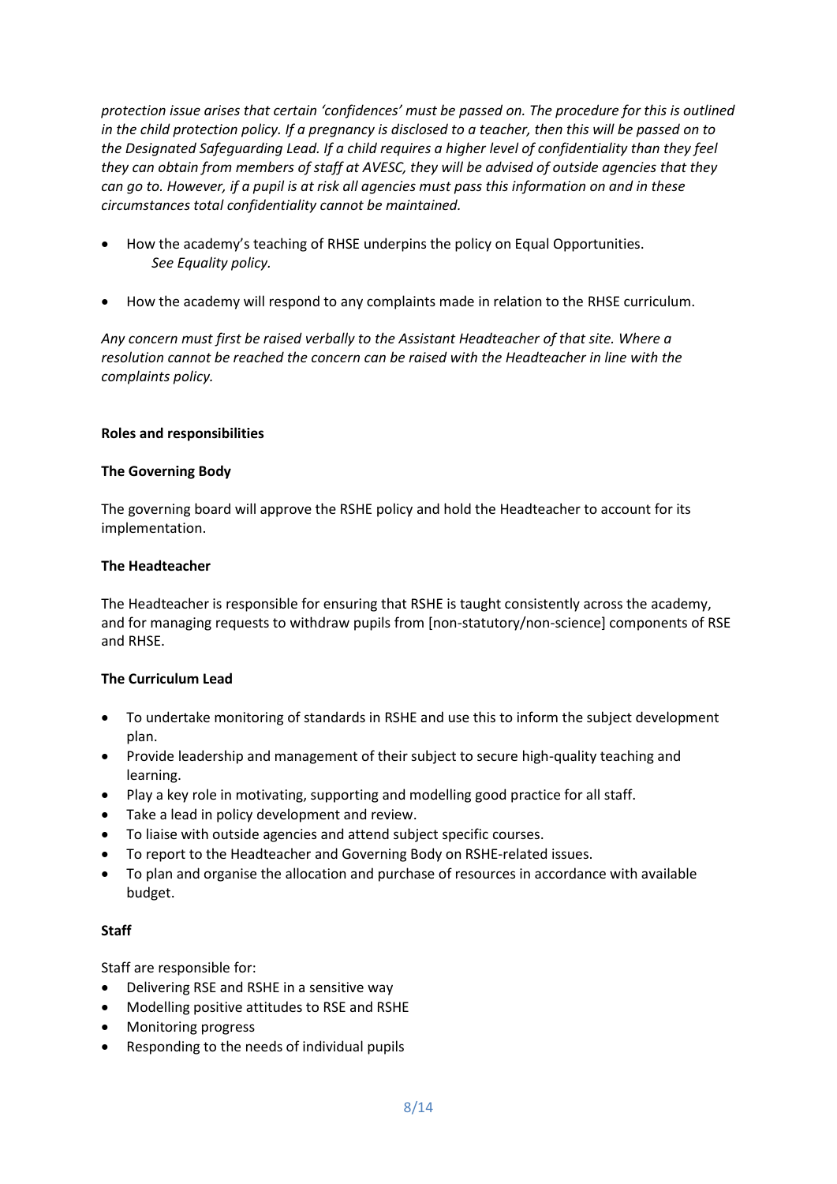*protection issue arises that certain 'confidences' must be passed on. The procedure for this is outlined in the child protection policy. If a pregnancy is disclosed to a teacher, then this will be passed on to the Designated Safeguarding Lead. If a child requires a higher level of confidentiality than they feel they can obtain from members of staff at AVESC, they will be advised of outside agencies that they can go to. However, if a pupil is at risk all agencies must pass this information on and in these circumstances total confidentiality cannot be maintained.*

- How the academy's teaching of RHSE underpins the policy on Equal Opportunities.
  *See Equality policy.*

- How the academy will respond to any complaints made in relation to the RHSE curriculum.

*Any concern must first be raised verbally to the Assistant Headteacher of that site. Where a resolution cannot be reached the concern can be raised with the Headteacher in line with the complaints policy.*

**Roles and responsibilities**

**The Governing Body**

The governing board will approve the RSHE policy and hold the Headteacher to account for its implementation.

**The Headteacher**

The Headteacher is responsible for ensuring that RSHE is taught consistently across the academy, and for managing requests to withdraw pupils from [non-statutory/non-science] components of RSE and RHSE.

**The Curriculum Lead**

- To undertake monitoring of standards in RSHE and use this to inform the subject development plan.
- Provide leadership and management of their subject to secure high-quality teaching and learning.
- Play a key role in motivating, supporting and modelling good practice for all staff.
- Take a lead in policy development and review.
- To liaise with outside agencies and attend subject specific courses.
- To report to the Headteacher and Governing Body on RSHE-related issues.
- To plan and organise the allocation and purchase of resources in accordance with available budget.

**Staff**

Staff are responsible for:

- Delivering RSE and RHSE in a sensitive way
- Modelling positive attitudes to RSE and RHSE
- Monitoring progress
- Responding to the needs of individual pupils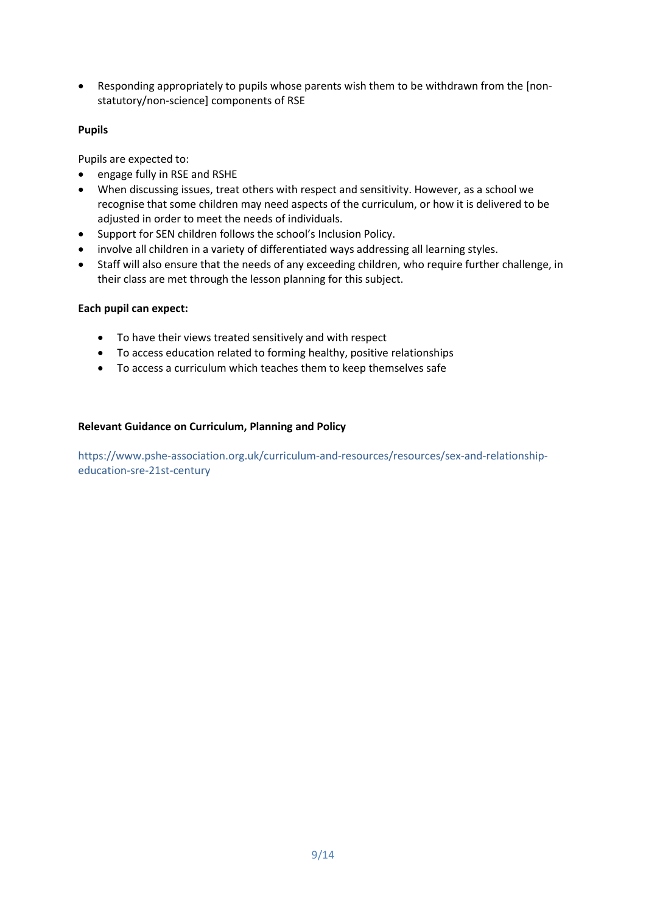- Responding appropriately to pupils whose parents wish them to be withdrawn from the [non-statutory/non-science] components of RSE

**Pupils**

Pupils are expected to:

- engage fully in RSE and RSHE
- When discussing issues, treat others with respect and sensitivity. However, as a school we recognise that some children may need aspects of the curriculum, or how it is delivered to be adjusted in order to meet the needs of individuals.
- Support for SEN children follows the school's Inclusion Policy.
- involve all children in a variety of differentiated ways addressing all learning styles.
- Staff will also ensure that the needs of any exceeding children, who require further challenge, in their class are met through the lesson planning for this subject.

**Each pupil can expect:**

- To have their views treated sensitively and with respect
- To access education related to forming healthy, positive relationships
- To access a curriculum which teaches them to keep themselves safe

**Relevant Guidance on Curriculum, Planning and Policy**

https://www.pshe-association.org.uk/curriculum-and-resources/resources/sex-and-relationship-education-sre-21st-century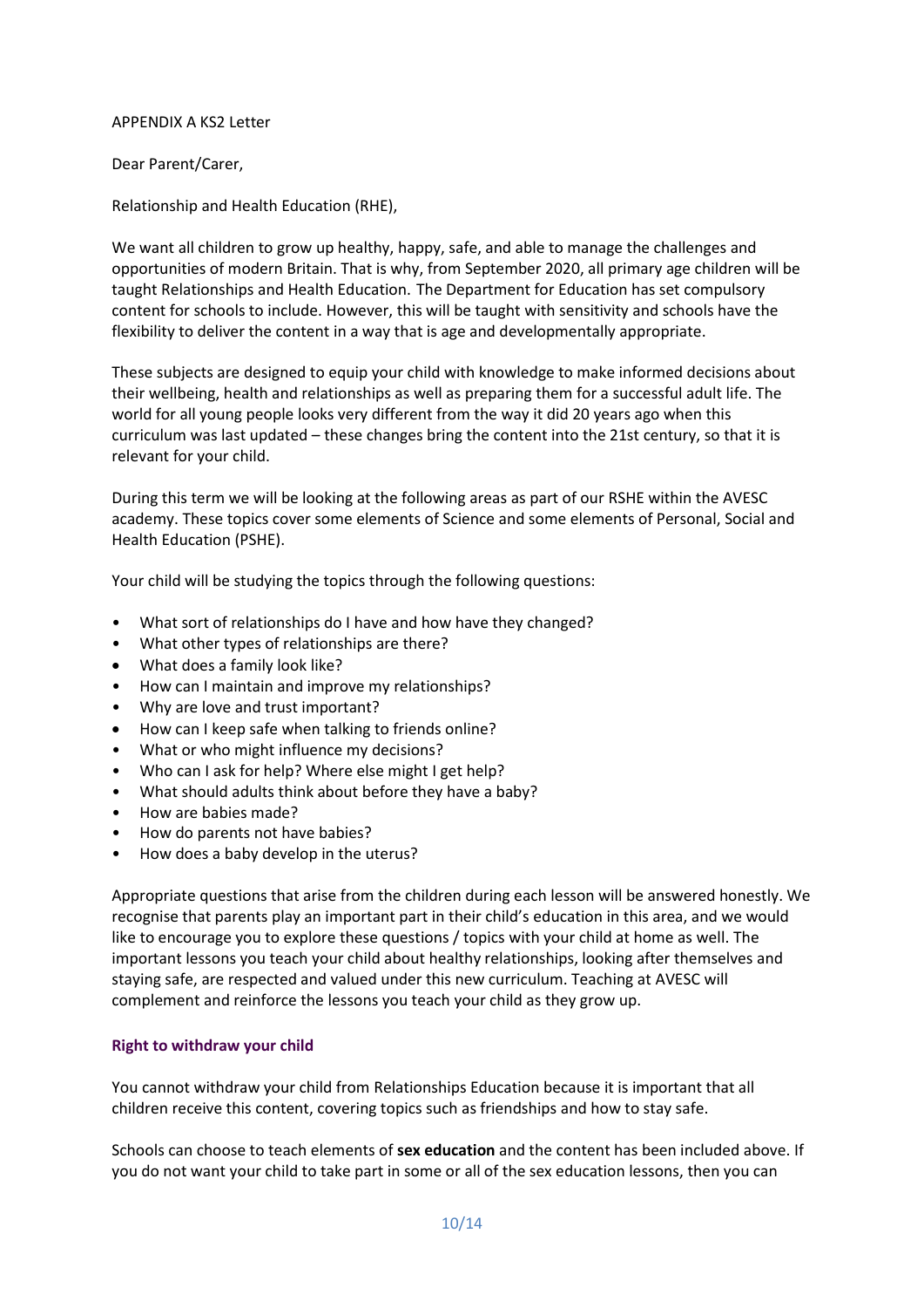APPENDIX A KS2 Letter

Dear Parent/Carer,

Relationship and Health Education (RHE),

We want all children to grow up healthy, happy, safe, and able to manage the challenges and opportunities of modern Britain. That is why, from September 2020, all primary age children will be taught Relationships and Health Education. The Department for Education has set compulsory content for schools to include. However, this will be taught with sensitivity and schools have the flexibility to deliver the content in a way that is age and developmentally appropriate.

These subjects are designed to equip your child with knowledge to make informed decisions about their wellbeing, health and relationships as well as preparing them for a successful adult life. The world for all young people looks very different from the way it did 20 years ago when this curriculum was last updated – these changes bring the content into the 21st century, so that it is relevant for your child.

During this term we will be looking at the following areas as part of our RSHE within the AVESC academy. These topics cover some elements of Science and some elements of Personal, Social and Health Education (PSHE).

Your child will be studying the topics through the following questions:

- What sort of relationships do I have and how have they changed?
- What other types of relationships are there?
- What does a family look like?
- How can I maintain and improve my relationships?
- Why are love and trust important?
- How can I keep safe when talking to friends online?
- What or who might influence my decisions?
- Who can I ask for help? Where else might I get help?
- What should adults think about before they have a baby?
- How are babies made?
- How do parents not have babies?
- How does a baby develop in the uterus?

Appropriate questions that arise from the children during each lesson will be answered honestly. We recognise that parents play an important part in their child's education in this area, and we would like to encourage you to explore these questions / topics with your child at home as well. The important lessons you teach your child about healthy relationships, looking after themselves and staying safe, are respected and valued under this new curriculum. Teaching at AVESC will complement and reinforce the lessons you teach your child as they grow up.

**Right to withdraw your child**

You cannot withdraw your child from Relationships Education because it is important that all children receive this content, covering topics such as friendships and how to stay safe.

Schools can choose to teach elements of **sex education** and the content has been included above. If you do not want your child to take part in some or all of the sex education lessons, then you can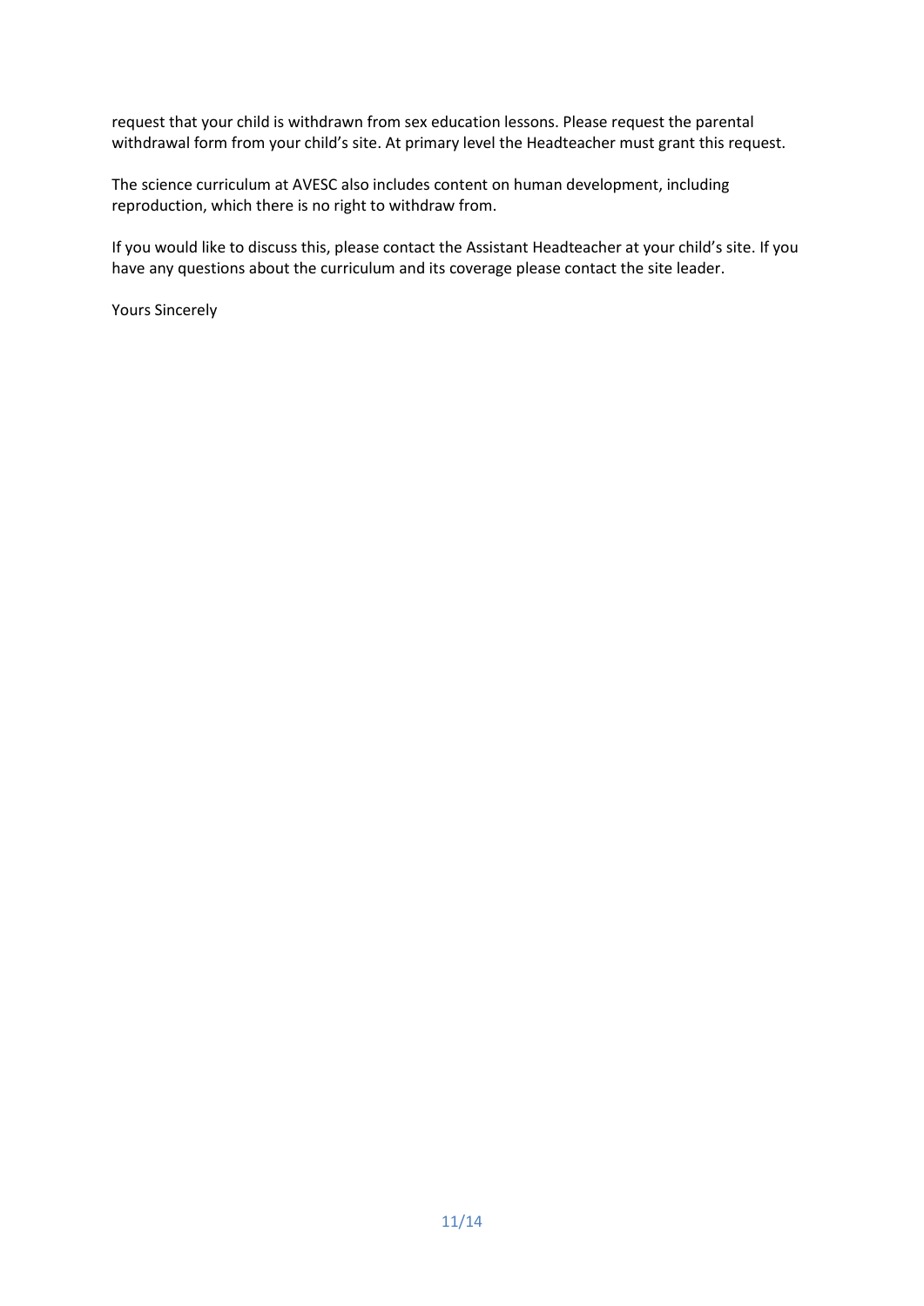request that your child is withdrawn from sex education lessons. Please request the parental withdrawal form from your child's site. At primary level the Headteacher must grant this request.

The science curriculum at AVESC also includes content on human development, including reproduction, which there is no right to withdraw from.

If you would like to discuss this, please contact the Assistant Headteacher at your child's site. If you have any questions about the curriculum and its coverage please contact the site leader.

Yours Sincerely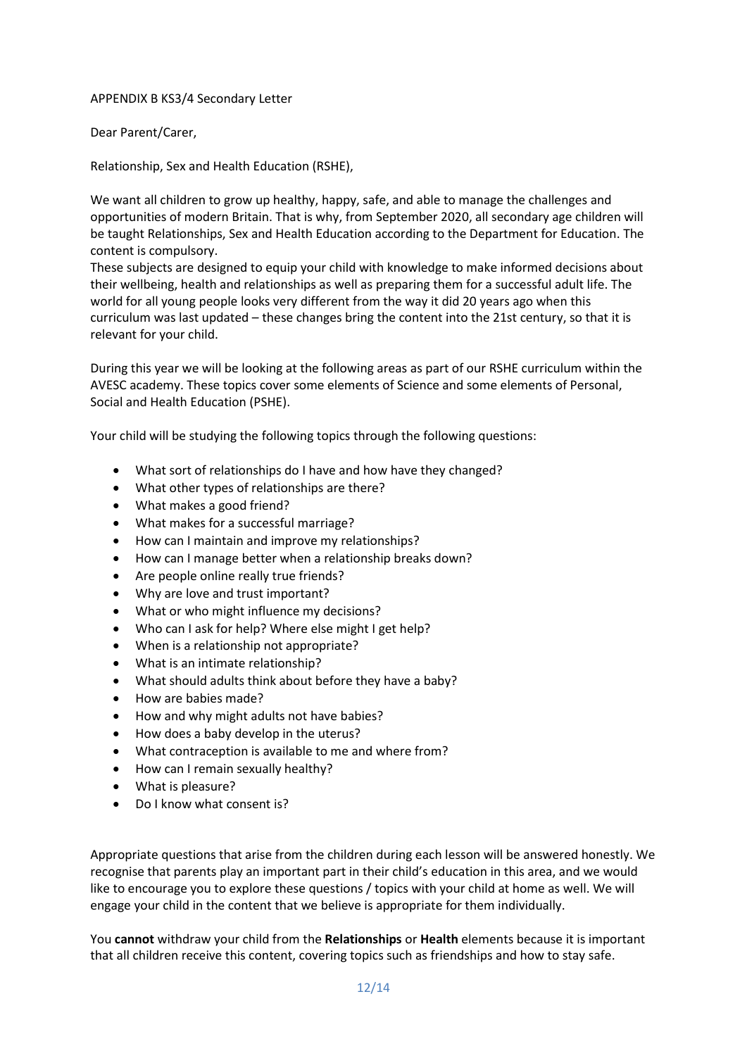APPENDIX B KS3/4 Secondary Letter

Dear Parent/Carer,

Relationship, Sex and Health Education (RSHE),

We want all children to grow up healthy, happy, safe, and able to manage the challenges and opportunities of modern Britain. That is why, from September 2020, all secondary age children will be taught Relationships, Sex and Health Education according to the Department for Education. The content is compulsory.
These subjects are designed to equip your child with knowledge to make informed decisions about their wellbeing, health and relationships as well as preparing them for a successful adult life. The world for all young people looks very different from the way it did 20 years ago when this curriculum was last updated – these changes bring the content into the 21st century, so that it is relevant for your child.

During this year we will be looking at the following areas as part of our RSHE curriculum within the AVESC academy. These topics cover some elements of Science and some elements of Personal, Social and Health Education (PSHE).

Your child will be studying the following topics through the following questions:

- What sort of relationships do I have and how have they changed?
- What other types of relationships are there?
- What makes a good friend?
- What makes for a successful marriage?
- How can I maintain and improve my relationships?
- How can I manage better when a relationship breaks down?
- Are people online really true friends?
- Why are love and trust important?
- What or who might influence my decisions?
- Who can I ask for help? Where else might I get help?
- When is a relationship not appropriate?
- What is an intimate relationship?
- What should adults think about before they have a baby?
- How are babies made?
- How and why might adults not have babies?
- How does a baby develop in the uterus?
- What contraception is available to me and where from?
- How can I remain sexually healthy?
- What is pleasure?
- Do I know what consent is?

Appropriate questions that arise from the children during each lesson will be answered honestly. We recognise that parents play an important part in their child's education in this area, and we would like to encourage you to explore these questions / topics with your child at home as well. We will engage your child in the content that we believe is appropriate for them individually.

You **cannot** withdraw your child from the **Relationships** or **Health** elements because it is important that all children receive this content, covering topics such as friendships and how to stay safe.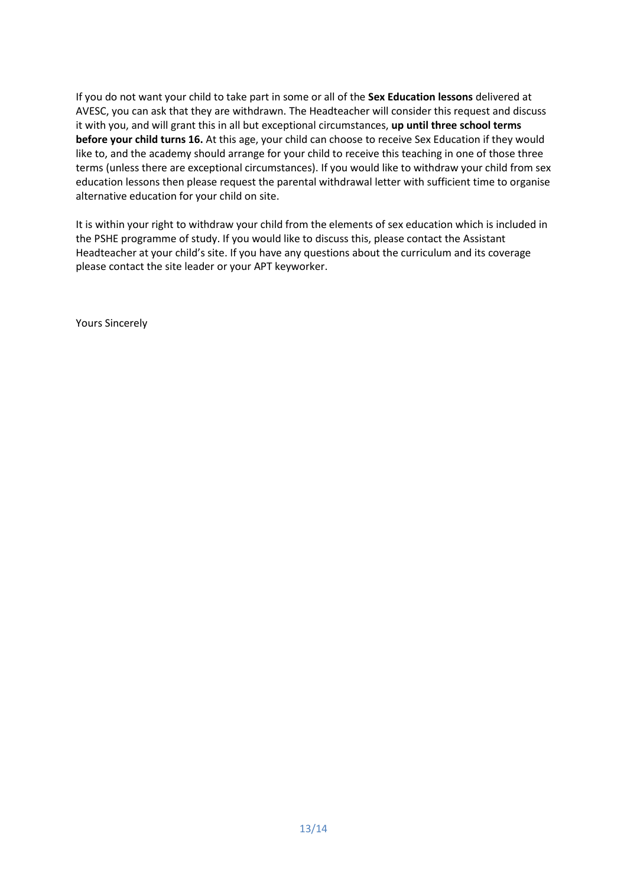If you do not want your child to take part in some or all of the **Sex Education lessons** delivered at AVESC, you can ask that they are withdrawn. The Headteacher will consider this request and discuss it with you, and will grant this in all but exceptional circumstances, **up until three school terms before your child turns 16.** At this age, your child can choose to receive Sex Education if they would like to, and the academy should arrange for your child to receive this teaching in one of those three terms (unless there are exceptional circumstances). If you would like to withdraw your child from sex education lessons then please request the parental withdrawal letter with sufficient time to organise alternative education for your child on site.

It is within your right to withdraw your child from the elements of sex education which is included in the PSHE programme of study. If you would like to discuss this, please contact the Assistant Headteacher at your child's site. If you have any questions about the curriculum and its coverage please contact the site leader or your APT keyworker.

Yours Sincerely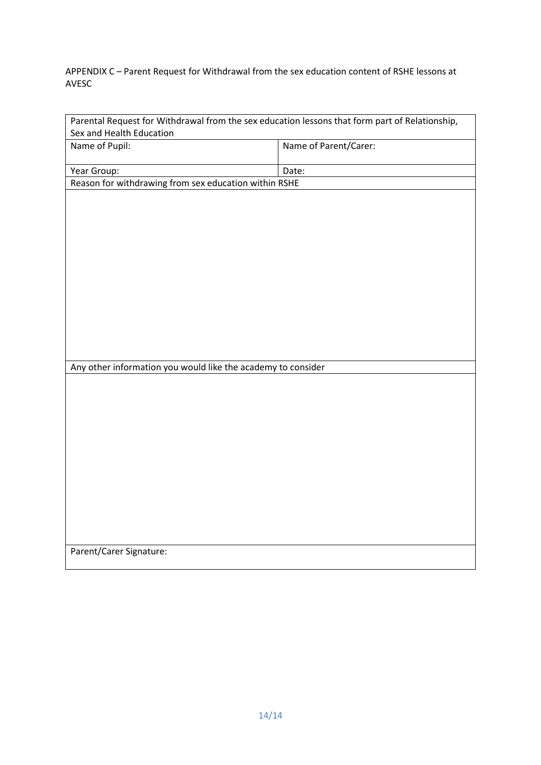APPENDIX C – Parent Request for Withdrawal from the sex education content of RSHE lessons at AVESC

| | |
|---|---|
| Parental Request for Withdrawal from the sex education lessons that form part of Relationship, Sex and Health Education | |
| Name of Pupil: | Name of Parent/Carer: |
| Year Group: | Date: |
| Reason for withdrawing from sex education within RSHE | |
| | |
| Any other information you would like the academy to consider | |
| | |
| Parent/Carer Signature: | |